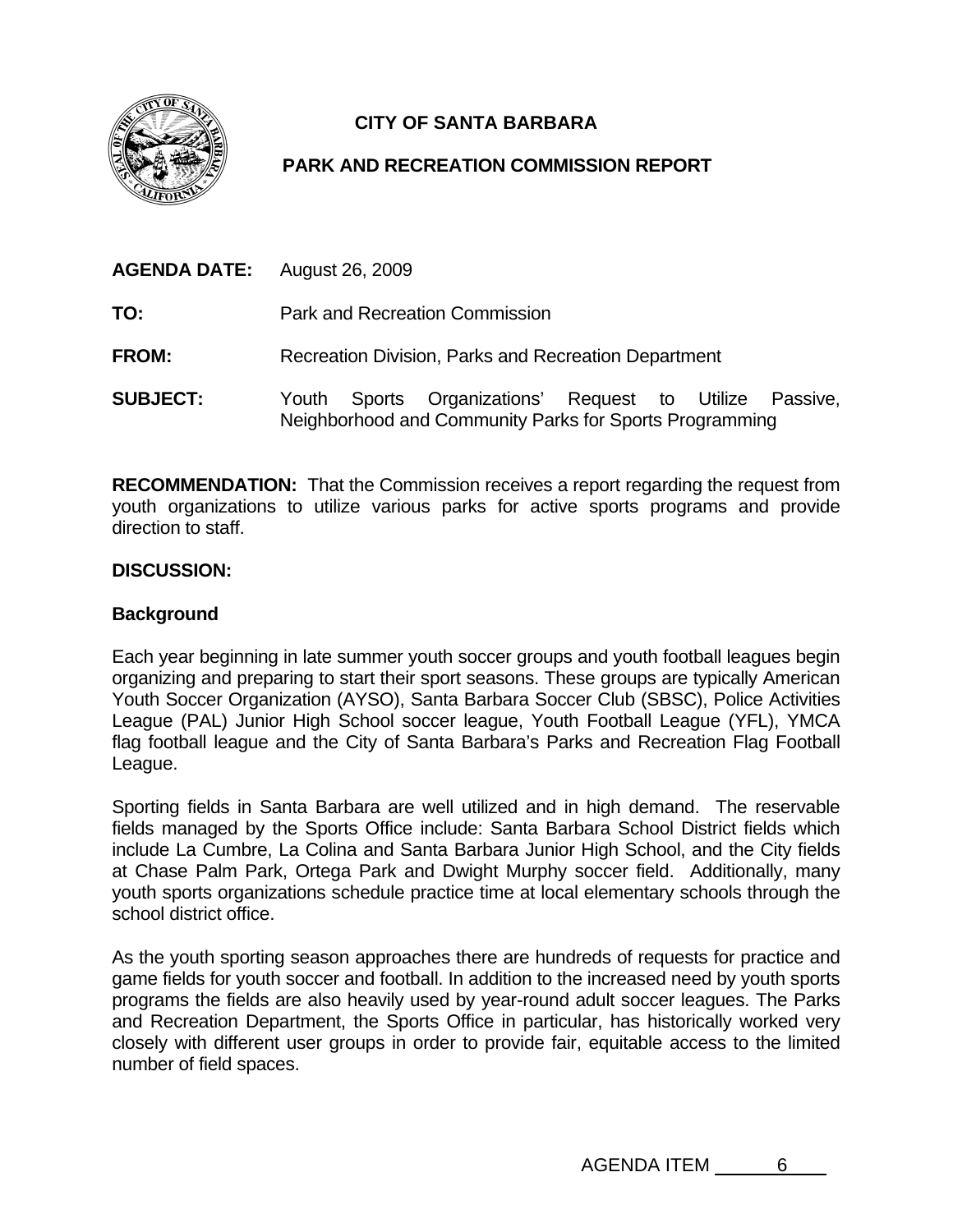# CITY OF SANTA BARBARA

## PARK AND RECREATION COMMISSION REPORT

**AGENDA DATE:** August 26, 2009

**TO:** Park and Recreation Commission

**FROM:** Recreation Division, Parks and Recreation Department

**SUBJECT:** Youth Sports Organizations' Request to Utilize Passive, Neighborhood and Community Parks for Sports Programming

**RECOMMENDATION:** That the Commission receives a report regarding the request from youth organizations to utilize various parks for active sports programs and provide direction to staff.

**DISCUSSION:**

**Background**

Each year beginning in late summer youth soccer groups and youth football leagues begin organizing and preparing to start their sport seasons. These groups are typically American Youth Soccer Organization (AYSO), Santa Barbara Soccer Club (SBSC), Police Activities League (PAL) Junior High School soccer league, Youth Football League (YFL), YMCA flag football league and the City of Santa Barbara's Parks and Recreation Flag Football League.

Sporting fields in Santa Barbara are well utilized and in high demand. The reservable fields managed by the Sports Office include: Santa Barbara School District fields which include La Cumbre, La Colina and Santa Barbara Junior High School, and the City fields at Chase Palm Park, Ortega Park and Dwight Murphy soccer field. Additionally, many youth sports organizations schedule practice time at local elementary schools through the school district office.

As the youth sporting season approaches there are hundreds of requests for practice and game fields for youth soccer and football. In addition to the increased need by youth sports programs the fields are also heavily used by year-round adult soccer leagues. The Parks and Recreation Department, the Sports Office in particular, has historically worked very closely with different user groups in order to provide fair, equitable access to the limited number of field spaces.

AGENDA ITEM 6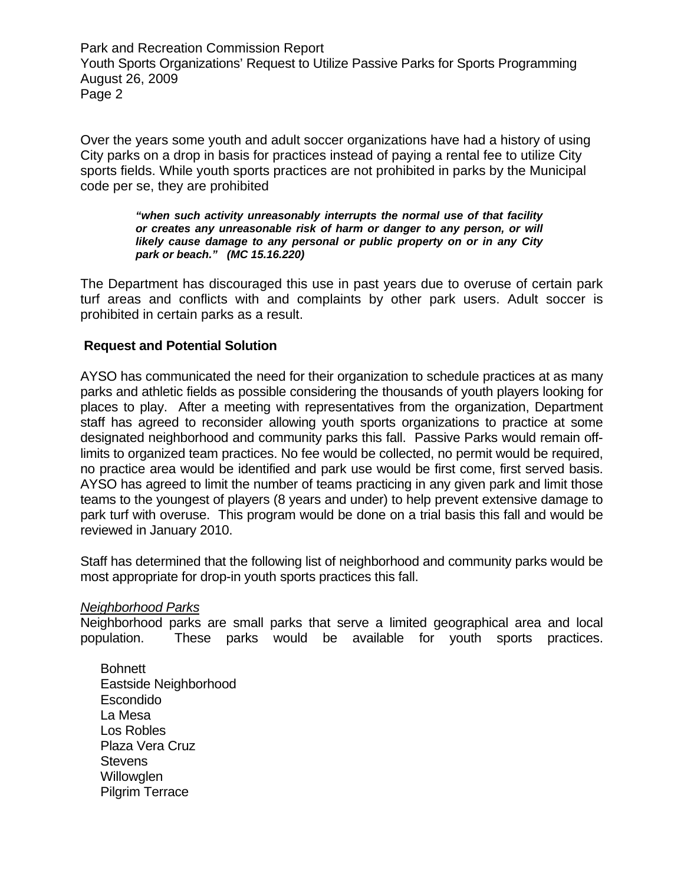Over the years some youth and adult soccer organizations have had a history of using City parks on a drop in basis for practices instead of paying a rental fee to utilize City sports fields. While youth sports practices are not prohibited in parks by the Municipal code per se, they are prohibited

> ***"when such activity unreasonably interrupts the normal use of that facility or creates any unreasonable risk of harm or danger to any person, or will likely cause damage to any personal or public property on or in any City park or beach." (MC 15.16.220)***

The Department has discouraged this use in past years due to overuse of certain park turf areas and conflicts with and complaints by other park users. Adult soccer is prohibited in certain parks as a result.

## Request and Potential Solution

AYSO has communicated the need for their organization to schedule practices at as many parks and athletic fields as possible considering the thousands of youth players looking for places to play. After a meeting with representatives from the organization, Department staff has agreed to reconsider allowing youth sports organizations to practice at some designated neighborhood and community parks this fall. Passive Parks would remain off-limits to organized team practices. No fee would be collected, no permit would be required, no practice area would be identified and park use would be first come, first served basis. AYSO has agreed to limit the number of teams practicing in any given park and limit those teams to the youngest of players (8 years and under) to help prevent extensive damage to park turf with overuse. This program would be done on a trial basis this fall and would be reviewed in January 2010.

Staff has determined that the following list of neighborhood and community parks would be most appropriate for drop-in youth sports practices this fall.

*Neighborhood Parks*

Neighborhood parks are small parks that serve a limited geographical area and local population. These parks would be available for youth sports practices.

- Bohnett
- Eastside Neighborhood
- Escondido
- La Mesa
- Los Robles
- Plaza Vera Cruz
- Stevens
- Willowglen
- Pilgrim Terrace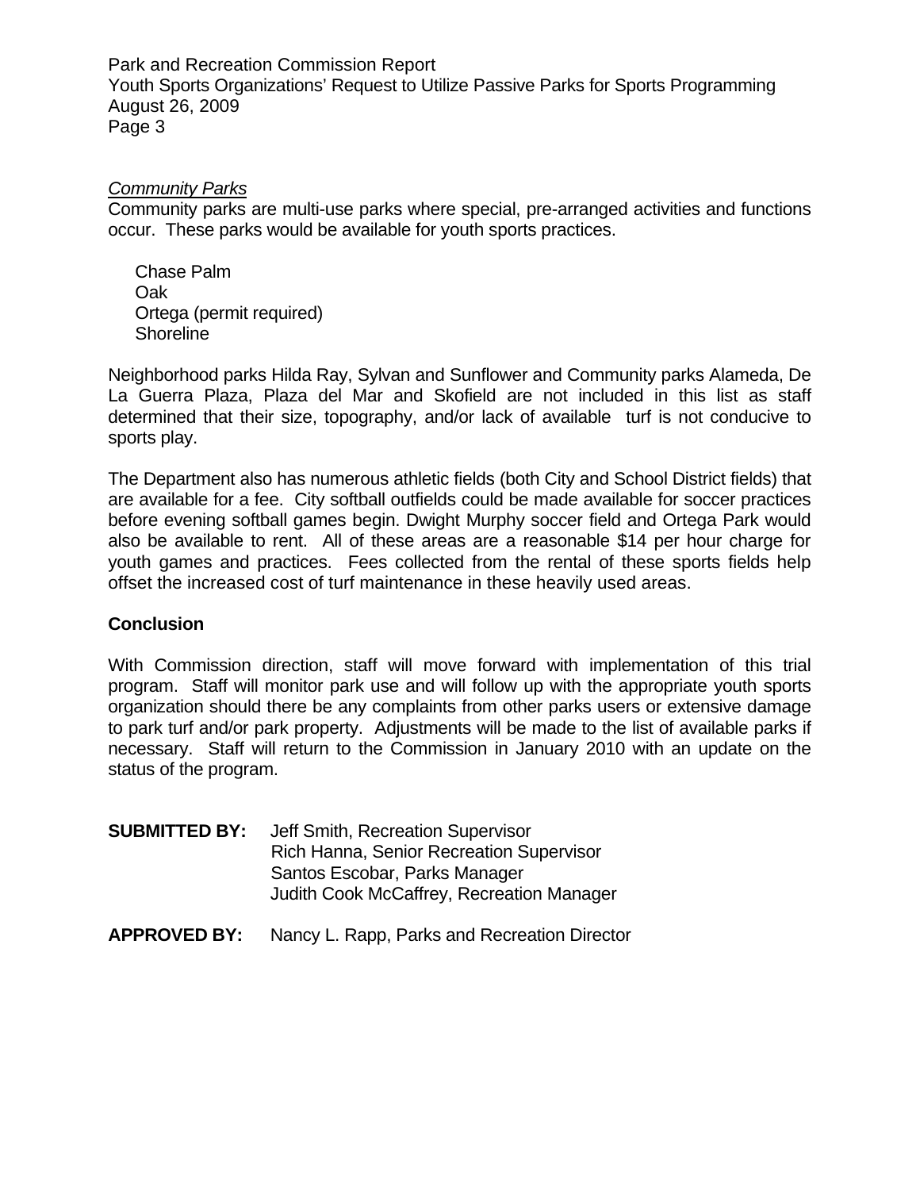*Community Parks*

Community parks are multi-use parks where special, pre-arranged activities and functions occur. These parks would be available for youth sports practices.

Chase Palm
Oak
Ortega (permit required)
Shoreline

Neighborhood parks Hilda Ray, Sylvan and Sunflower and Community parks Alameda, De La Guerra Plaza, Plaza del Mar and Skofield are not included in this list as staff determined that their size, topography, and/or lack of available turf is not conducive to sports play.

The Department also has numerous athletic fields (both City and School District fields) that are available for a fee. City softball outfields could be made available for soccer practices before evening softball games begin. Dwight Murphy soccer field and Ortega Park would also be available to rent. All of these areas are a reasonable $14 per hour charge for youth games and practices. Fees collected from the rental of these sports fields help offset the increased cost of turf maintenance in these heavily used areas.

**Conclusion**

With Commission direction, staff will move forward with implementation of this trial program. Staff will monitor park use and will follow up with the appropriate youth sports organization should there be any complaints from other parks users or extensive damage to park turf and/or park property. Adjustments will be made to the list of available parks if necessary. Staff will return to the Commission in January 2010 with an update on the status of the program.

**SUBMITTED BY:** Jeff Smith, Recreation Supervisor
Rich Hanna, Senior Recreation Supervisor
Santos Escobar, Parks Manager
Judith Cook McCaffrey, Recreation Manager

**APPROVED BY:** Nancy L. Rapp, Parks and Recreation Director